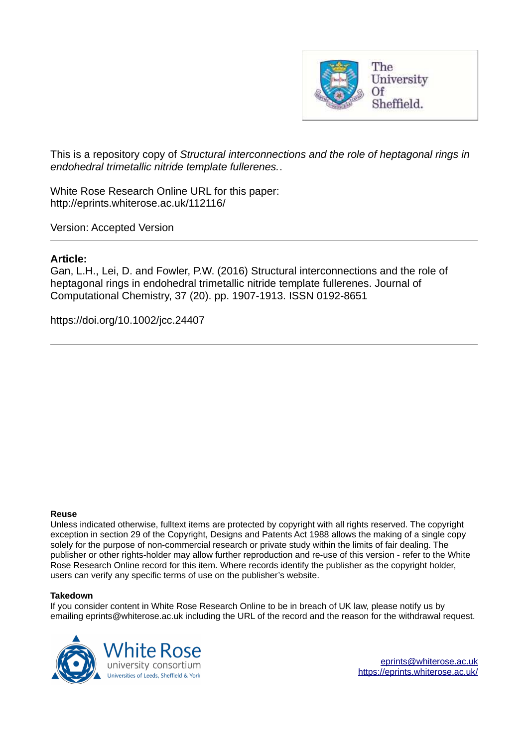This is a repository copy of *Structural interconnections and the role of heptagonal rings in endohedral trimetallic nitride template fullerenes.*.

White Rose Research Online URL for this paper:
http://eprints.whiterose.ac.uk/112116/

Version: Accepted Version

**Article:**

Gan, L.H., Lei, D. and Fowler, P.W. (2016) Structural interconnections and the role of heptagonal rings in endohedral trimetallic nitride template fullerenes. Journal of Computational Chemistry, 37 (20). pp. 1907-1913. ISSN 0192-8651

https://doi.org/10.1002/jcc.24407

**Reuse**

Unless indicated otherwise, fulltext items are protected by copyright with all rights reserved. The copyright exception in section 29 of the Copyright, Designs and Patents Act 1988 allows the making of a single copy solely for the purpose of non-commercial research or private study within the limits of fair dealing. The publisher or other rights-holder may allow further reproduction and re-use of this version - refer to the White Rose Research Online record for this item. Where records identify the publisher as the copyright holder, users can verify any specific terms of use on the publisher's website.

**Takedown**

If you consider content in White Rose Research Online to be in breach of UK law, please notify us by emailing eprints@whiterose.ac.uk including the URL of the record and the reason for the withdrawal request.

eprints@whiterose.ac.uk
https://eprints.whiterose.ac.uk/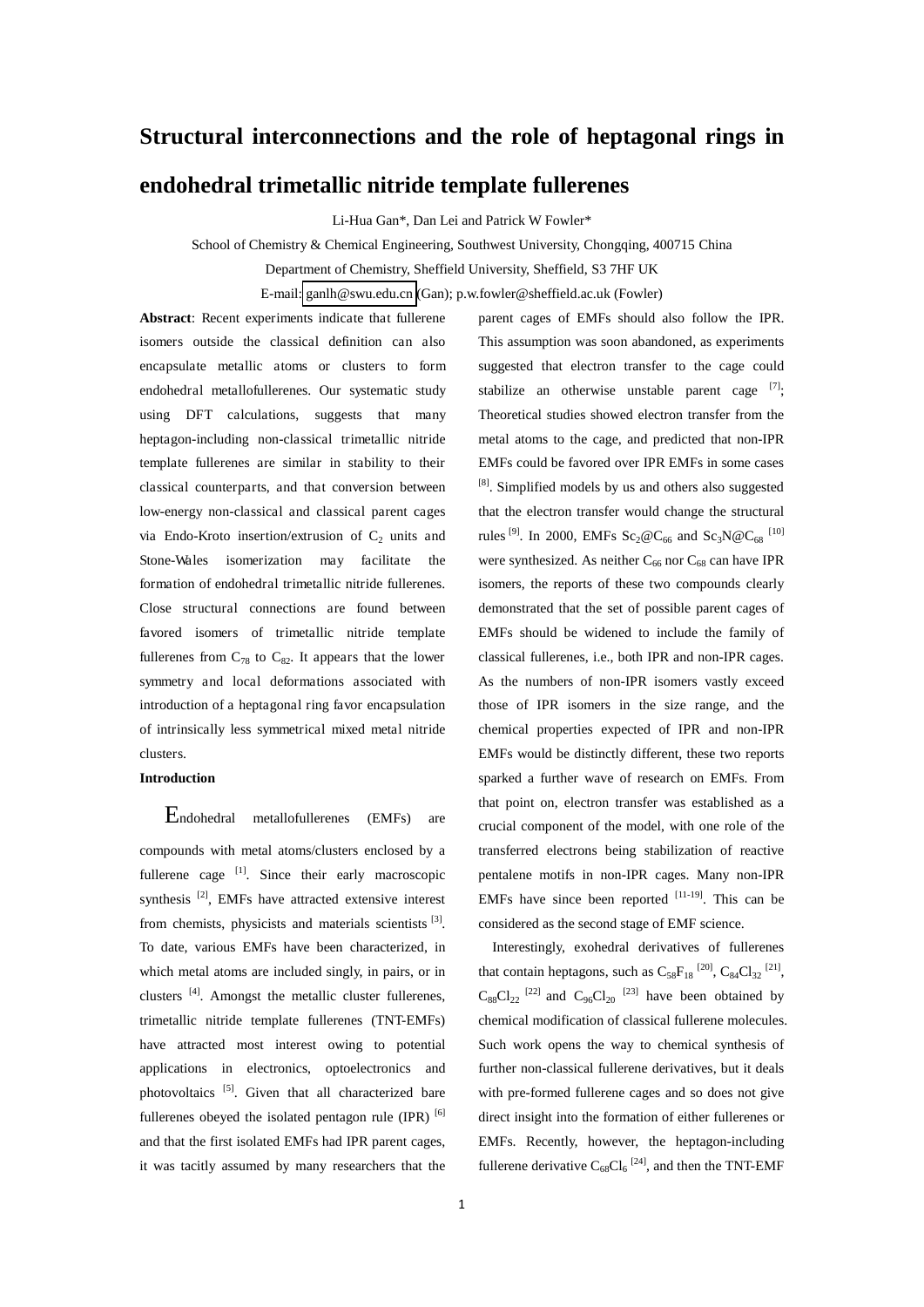# Structural interconnections and the role of heptagonal rings in endohedral trimetallic nitride template fullerenes

Li-Hua Gan*, Dan Lei and Patrick W Fowler*

School of Chemistry & Chemical Engineering, Southwest University, Chongqing, 400715 China

Department of Chemistry, Sheffield University, Sheffield, S3 7HF UK

E-mail: ganlh@swu.edu.cn (Gan); p.w.fowler@sheffield.ac.uk (Fowler)

**Abstract**: Recent experiments indicate that fullerene isomers outside the classical definition can also encapsulate metallic atoms or clusters to form endohedral metallofullerenes. Our systematic study using DFT calculations, suggests that many heptagon-including non-classical trimetallic nitride template fullerenes are similar in stability to their classical counterparts, and that conversion between low-energy non-classical and classical parent cages via Endo-Kroto insertion/extrusion of $C_2$ units and Stone-Wales isomerization may facilitate the formation of endohedral trimetallic nitride fullerenes. Close structural connections are found between favored isomers of trimetallic nitride template fullerenes from $C_{78}$ to $C_{82}$. It appears that the lower symmetry and local deformations associated with introduction of a heptagonal ring favor encapsulation of intrinsically less symmetrical mixed metal nitride clusters.

**Introduction**

Endohedral metallofullerenes (EMFs) are compounds with metal atoms/clusters enclosed by a fullerene cage [1]. Since their early macroscopic synthesis [2], EMFs have attracted extensive interest from chemists, physicists and materials scientists [3]. To date, various EMFs have been characterized, in which metal atoms are included singly, in pairs, or in clusters [4]. Amongst the metallic cluster fullerenes, trimetallic nitride template fullerenes (TNT-EMFs) have attracted most interest owing to potential applications in electronics, optoelectronics and photovoltaics [5]. Given that all characterized bare fullerenes obeyed the isolated pentagon rule (IPR) [6] and that the first isolated EMFs had IPR parent cages, it was tacitly assumed by many researchers that the parent cages of EMFs should also follow the IPR. This assumption was soon abandoned, as experiments suggested that electron transfer to the cage could stabilize an otherwise unstable parent cage [7]; Theoretical studies showed electron transfer from the metal atoms to the cage, and predicted that non-IPR EMFs could be favored over IPR EMFs in some cases [8]. Simplified models by us and others also suggested that the electron transfer would change the structural rules [9]. In 2000, EMFs $Sc_2@C_{66}$ and $Sc_3N@C_{68}$ [10] were synthesized. As neither $C_{66}$ nor $C_{68}$ can have IPR isomers, the reports of these two compounds clearly demonstrated that the set of possible parent cages of EMFs should be widened to include the family of classical fullerenes, i.e., both IPR and non-IPR cages. As the numbers of non-IPR isomers vastly exceed those of IPR isomers in the size range, and the chemical properties expected of IPR and non-IPR EMFs would be distinctly different, these two reports sparked a further wave of research on EMFs. From that point on, electron transfer was established as a crucial component of the model, with one role of the transferred electrons being stabilization of reactive pentalene motifs in non-IPR cages. Many non-IPR EMFs have since been reported [11-19]. This can be considered as the second stage of EMF science.

Interestingly, exohedral derivatives of fullerenes that contain heptagons, such as $C_{58}F_{18}$ [20], $C_{84}Cl_{32}$ [21], $C_{88}Cl_{22}$ [22] and $C_{96}Cl_{20}$ [23] have been obtained by chemical modification of classical fullerene molecules. Such work opens the way to chemical synthesis of further non-classical fullerene derivatives, but it deals with pre-formed fullerene cages and so does not give direct insight into the formation of either fullerenes or EMFs. Recently, however, the heptagon-including fullerene derivative $C_{68}Cl_6$ [24], and then the TNT-EMF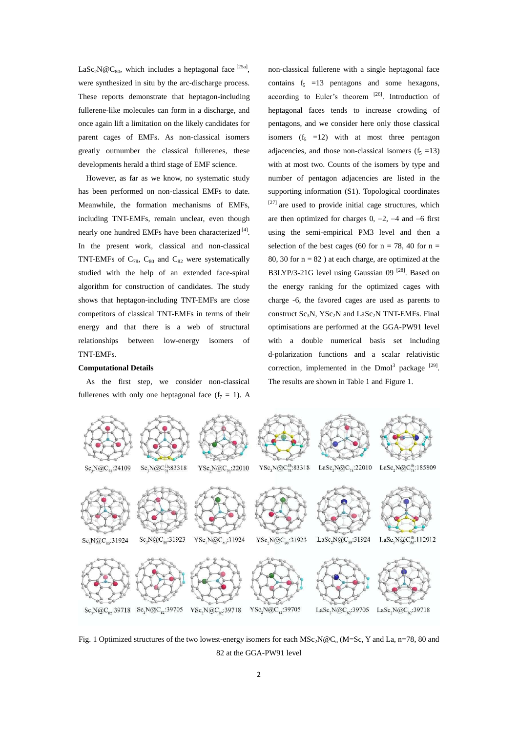$LaSc_2N@C_{80}$, which includes a heptagonal face [25a], were synthesized in situ by the arc-discharge process. These reports demonstrate that heptagon-including fullerene-like molecules can form in a discharge, and once again lift a limitation on the likely candidates for parent cages of EMFs. As non-classical isomers greatly outnumber the classical fullerenes, these developments herald a third stage of EMF science.

However, as far as we know, no systematic study has been performed on non-classical EMFs to date. Meanwhile, the formation mechanisms of EMFs, including TNT-EMFs, remain unclear, even though nearly one hundred EMFs have been characterized [4]. In the present work, classical and non-classical TNT-EMFs of $C_{78}$, $C_{80}$ and $C_{82}$ were systematically studied with the help of an extended face-spiral algorithm for construction of candidates. The study shows that heptagon-including TNT-EMFs are close competitors of classical TNT-EMFs in terms of their energy and that there is a web of structural relationships between low-energy isomers of TNT-EMFs.

**Computational Details**

As the first step, we consider non-classical fullerenes with only one heptagonal face ($f_7 = 1$). A non-classical fullerene with a single heptagonal face contains $f_5 = 13$ pentagons and some hexagons, according to Euler's theorem [26]. Introduction of heptagonal faces tends to increase crowding of pentagons, and we consider here only those classical isomers ($f_5 = 12$) with at most three pentagon adjacencies, and those non-classical isomers ($f_5 = 13$) with at most two. Counts of the isomers by type and number of pentagon adjacencies are listed in the supporting information (S1). Topological coordinates [27] are used to provide initial cage structures, which are then optimized for charges 0, −2, −4 and −6 first using the semi-empirical PM3 level and then a selection of the best cages (60 for n = 78, 40 for n = 80, 30 for n = 82 ) at each charge, are optimized at the B3LYP/3-21G level using Gaussian 09 [28]. Based on the energy ranking for the optimized cages with charge -6, the favored cages are used as parents to construct $Sc_3N$, $YSc_2N$ and $LaSc_2N$ TNT-EMFs. Final optimisations are performed at the GGA-PW91 level with a double numerical basis set including d-polarization functions and a scalar relativistic correction, implemented in the Dmol[3] package [29]. The results are shown in Table 1 and Figure 1.

Fig. 1 Optimized structures of the two lowest-energy isomers for each $MSc_2N@C_n$ (M=Sc, Y and La, n=78, 80 and 82 at the GGA-PW91 level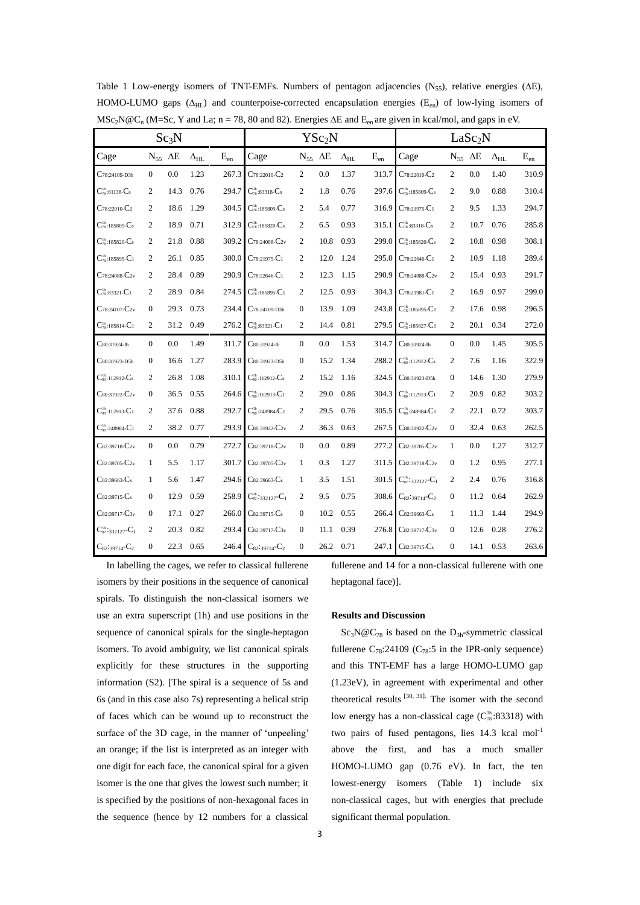Table 1 Low-energy isomers of TNT-EMFs. Numbers of pentagon adjacencies ($N_{55}$), relative energies ($\Delta E$), HOMO-LUMO gaps ($\Delta_{HL}$) and counterpoise-corrected encapsulation energies ($E_{en}$) of low-lying isomers of $MSc_2N@C_n$ (M=Sc, Y and La; n = 78, 80 and 82). Energies $\Delta E$ and $E_{en}$ are given in kcal/mol, and gaps in eV.

| $Sc_3N$ | | | | | $YSc_2N$ | | | | | $LaSc_2N$ | | | | |
|---|---|---|---|---|---|---|---|---|---|---|---|---|---|---|
| Cage | $N_{55}$ | $\Delta E$ | $\Delta_{HL}$ | $E_{en}$ | Cage | $N_{55}$ | $\Delta E$ | $\Delta_{HL}$ | $E_{en}$ | Cage | $N_{55}$ | $\Delta E$ | $\Delta_{HL}$ | $E_{en}$ |
| $C_{78}$:24109-$D_{3h}$ | 0 | 0.0 | 1.23 | 267.3 | $C_{78}$:22010-$C_2$ | 2 | 0.0 | 1.37 | 313.7 | $C_{78}$:22010-$C_2$ | 2 | 0.0 | 1.40 | 310.9 |
| $C_{78}^{1h}$:81138-$C_s$ | 2 | 14.3 | 0.76 | 294.7 | $C_{78}^{1h}$:83318-$C_s$ | 2 | 1.8 | 0.76 | 297.6 | $C_{78}^{1h}$:185809-$C_s$ | 2 | 9.0 | 0.88 | 310.4 |
| $C_{78}$:22010-$C_2$ | 2 | 18.6 | 1.29 | 304.5 | $C_{78}^{1h}$:185809-$C_s$ | 2 | 5.4 | 0.77 | 316.9 | $C_{78}$:21975-$C_1$ | 2 | 9.5 | 1.33 | 294.7 |
| $C_{78}^{1h}$:185809-$C_s$ | 2 | 18.9 | 0.71 | 312.9 | $C_{78}^{1h}$:185820-$C_s$ | 2 | 6.5 | 0.93 | 315.1 | $C_{78}^{1h}$:83318-$C_s$ | 2 | 10.7 | 0.76 | 285.8 |
| $C_{78}^{1h}$:185820-$C_s$ | 2 | 21.8 | 0.88 | 309.2 | $C_{78}$:24088-$C_{2v}$ | 2 | 10.8 | 0.93 | 299.0 | $C_{78}^{1h}$:185820-$C_s$ | 2 | 10.8 | 0.98 | 308.1 |
| $C_{78}^{1h}$:185895-$C_1$ | 2 | 26.1 | 0.85 | 300.0 | $C_{78}$:21975-$C_1$ | 2 | 12.0 | 1.24 | 295.0 | $C_{78}$:22646-$C_1$ | 2 | 10.9 | 1.18 | 289.4 |
| $C_{78}$:24088-$C_{2v}$ | 2 | 28.4 | 0.89 | 290.9 | $C_{78}$:22646-$C_1$ | 2 | 12.3 | 1.15 | 290.9 | $C_{78}$:24088-$C_{2v}$ | 2 | 15.4 | 0.93 | 291.7 |
| $C_{78}^{1h}$:83321-$C_1$ | 2 | 28.9 | 0.84 | 274.5 | $C_{78}^{1h}$:185895-$C_1$ | 2 | 12.5 | 0.93 | 304.3 | $C_{78}$:21981-$C_1$ | 2 | 16.9 | 0.97 | 299.0 |
| $C_{78}$:24107-$C_{2v}$ | 0 | 29.3 | 0.73 | 234.4 | $C_{78}$:24109-$D_{3h}$ | 0 | 13.9 | 1.09 | 243.8 | $C_{78}^{1h}$:185895-$C_1$ | 2 | 17.6 | 0.98 | 296.5 |
| $C_{78}^{1h}$:185814-$C_1$ | 2 | 31.2 | 0.49 | 276.2 | $C_{78}^{1h}$:83321-$C_1$ | 2 | 14.4 | 0.81 | 279.5 | $C_{78}^{1h}$:185827-$C_1$ | 2 | 20.1 | 0.34 | 272.0 |
| $C_{80}$:31924-$I_h$ | 0 | 0.0 | 1.49 | 311.7 | $C_{80}$:31924-$I_h$ | 0 | 0.0 | 1.53 | 314.7 | $C_{80}$:31924-$I_h$ | 0 | 0.0 | 1.45 | 305.5 |
| $C_{80}$:31923-$D_{5h}$ | 0 | 16.6 | 1.27 | 283.9 | $C_{80}$:31923-$D_{5h}$ | 0 | 15.2 | 1.34 | 288.2 | $C_{80}^{1h}$:112912-$C_s$ | 2 | 7.6 | 1.16 | 322.9 |
| $C_{80}^{1h}$:112912-$C_s$ | 2 | 26.8 | 1.08 | 310.1 | $C_{80}^{1h}$:112912-$C_s$ | 2 | 15.2 | 1.16 | 324.5 | $C_{80}$:31923-$D_{5h}$ | 0 | 14.6 | 1.30 | 279.9 |
| $C_{80}$:31922-$C_{2v}$ | 0 | 36.5 | 0.55 | 264.6 | $C_{80}^{1h}$:112913-$C_1$ | 2 | 29.0 | 0.86 | 304.3 | $C_{80}^{1h}$:112913-$C_1$ | 2 | 20.9 | 0.82 | 303.2 |
| $C_{80}^{1h}$:112913-$C_1$ | 2 | 37.6 | 0.88 | 292.7 | $C_{80}^{1h}$:248984-$C_1$ | 2 | 29.5 | 0.76 | 305.5 | $C_{80}^{1h}$:248984-$C_1$ | 2 | 22.1 | 0.72 | 303.7 |
| $C_{80}^{1h}$:248984-$C_1$ | 2 | 38.2 | 0.77 | 293.9 | $C_{80}$:31922-$C_{2v}$ | 2 | 36.3 | 0.63 | 267.5 | $C_{80}$:31922-$C_{2v}$ | 0 | 32.4 | 0.63 | 262.5 |
| $C_{82}$:39718-$C_{2v}$ | 0 | 0.0 | 0.79 | 272.7 | $C_{82}$:39718-$C_{2v}$ | 0 | 0.0 | 0.89 | 277.2 | $C_{82}$:39705-$C_{2v}$ | 1 | 0.0 | 1.27 | 312.7 |
| $C_{82}$:39705-$C_{2v}$ | 1 | 5.5 | 1.17 | 301.7 | $C_{82}$:39705-$C_{2v}$ | 1 | 0.3 | 1.27 | 311.5 | $C_{82}$:39718-$C_{2v}$ | 0 | 1.2 | 0.95 | 277.1 |
| $C_{82}$:39663-$C_s$ | 1 | 5.6 | 1.47 | 294.6 | $C_{82}$:39663-$C_s$ | 1 | 3.5 | 1.51 | 301.5 | $C_{82}^{1h}$:332127-$C_1$ | 2 | 2.4 | 0.76 | 316.8 |
| $C_{82}$:39715-$C_s$ | 0 | 12.9 | 0.59 | 258.9 | $C_{82}^{1h}$:332127-$C_1$ | 2 | 9.5 | 0.75 | 308.6 | $C_{82}$:39714-$C_2$ | 0 | 11.2 | 0.64 | 262.9 |
| $C_{82}$:39717-$C_{3v}$ | 0 | 17.1 | 0.27 | 266.0 | $C_{82}$:39715-$C_s$ | 0 | 10.2 | 0.55 | 266.4 | $C_{82}$:39663-$C_s$ | 1 | 11.3 | 1.44 | 294.9 |
| $C_{82}^{1h}$:332127-$C_1$ | 2 | 20.3 | 0.82 | 293.4 | $C_{82}$:39717-$C_{3v}$ | 0 | 11.1 | 0.39 | 276.8 | $C_{82}$:39717-$C_{3v}$ | 0 | 12.6 | 0.28 | 276.2 |
| $C_{82}$:39714-$C_2$ | 0 | 22.3 | 0.65 | 246.4 | $C_{82}$:39714-$C_2$ | 0 | 26.2 | 0.71 | 247.1 | $C_{82}$:39715-$C_s$ | 0 | 14.1 | 0.53 | 263.6 |

In labelling the cages, we refer to classical fullerene isomers by their positions in the sequence of canonical spirals. To distinguish the non-classical isomers we use an extra superscript (1h) and use positions in the sequence of canonical spirals for the single-heptagon isomers. To avoid ambiguity, we list canonical spirals explicitly for these structures in the supporting information (S2). [The spiral is a sequence of 5s and 6s (and in this case also 7s) representing a helical strip of faces which can be wound up to reconstruct the surface of the 3D cage, in the manner of 'unpeeling' an orange; if the list is interpreted as an integer with one digit for each face, the canonical spiral for a given isomer is the one that gives the lowest such number; it is specified by the positions of non-hexagonal faces in the sequence (hence by 12 numbers for a classical fullerene and 14 for a non-classical fullerene with one heptagonal face)].

**Results and Discussion**

$Sc_3N@C_{78}$ is based on the $D_{3h}$-symmetric classical fullerene $C_{78}$:24109 ($C_{78}$:5 in the IPR-only sequence) and this TNT-EMF has a large HOMO-LUMO gap (1.23eV), in agreement with experimental and other theoretical results [30, 31]. The isomer with the second low energy has a non-classical cage ($C_{78}^{1h}$:83318) with two pairs of fused pentagons, lies 14.3 kcal mol$^{-1}$ above the first, and has a much smaller HOMO-LUMO gap (0.76 eV). In fact, the ten lowest-energy isomers (Table 1) include six non-classical cages, but with energies that preclude significant thermal population.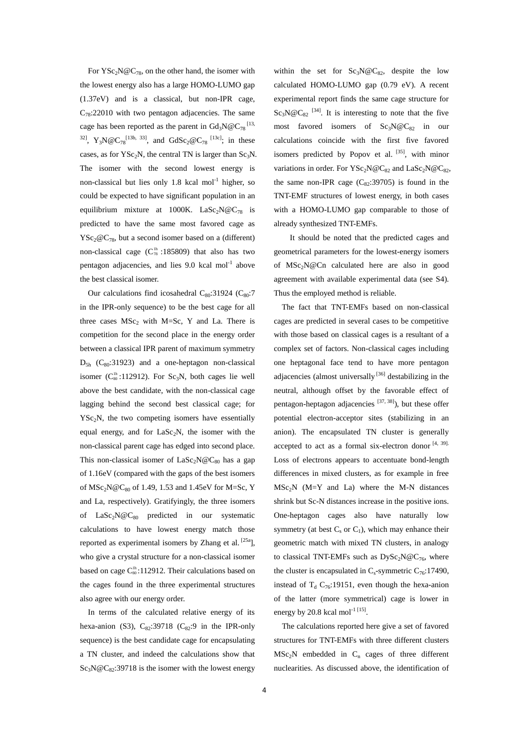For $YSc_2N@C_{78}$, on the other hand, the isomer with the lowest energy also has a large HOMO-LUMO gap (1.37eV) and is a classical, but non-IPR cage, $C_{78}$:22010 with two pentagon adjacencies. The same cage has been reported as the parent in $Gd_3N@C_{78}$ [13, 32], $Y_3N@C_{78}$[13b, 33], and $GdSc_2@C_{78}$ [13c]; in these cases, as for $YSc_2N$, the central TN is larger than $Sc_3N$. The isomer with the second lowest energy is non-classical but lies only 1.8 kcal $mol^{-1}$ higher, so could be expected to have significant population in an equilibrium mixture at 1000K. $LaSc_2N@C_{78}$ is predicted to have the same most favored cage as $YSc_2@C_{78}$, but a second isomer based on a (different) non-classical cage ($C_{78}^{1h}$ :185809) that also has two pentagon adjacencies, and lies 9.0 kcal $mol^{-1}$ above the best classical isomer.

Our calculations find icosahedral $C_{80}$:31924 ($C_{80}$:7 in the IPR-only sequence) to be the best cage for all three cases $MSc_2$ with M=Sc, Y and La. There is competition for the second place in the energy order between a classical IPR parent of maximum symmetry $D_{5h}$ ($C_{80}$:31923) and a one-heptagon non-classical isomer ($C_{80}^{1h}$:112912). For $Sc_3N$, both cages lie well above the best candidate, with the non-classical cage lagging behind the second best classical cage; for $YSc_2N$, the two competing isomers have essentially equal energy, and for $LaSc_2N$, the isomer with the non-classical parent cage has edged into second place. This non-classical isomer of $LaSc_2N@C_{80}$ has a gap of 1.16eV (compared with the gaps of the best isomers of $MSc_2N@C_{80}$ of 1.49, 1.53 and 1.45eV for M=Sc, Y and La, respectively). Gratifyingly, the three isomers of $LaSc_2N@C_{80}$ predicted in our systematic calculations to have lowest energy match those reported as experimental isomers by Zhang et al. [25a], who give a crystal structure for a non-classical isomer based on cage $C_{80}^{1h}$:112912. Their calculations based on the cages found in the three experimental structures also agree with our energy order.

In terms of the calculated relative energy of its hexa-anion (S3), $C_{82}$:39718 ($C_{82}$:9 in the IPR-only sequence) is the best candidate cage for encapsulating a TN cluster, and indeed the calculations show that $Sc_3N@C_{82}$:39718 is the isomer with the lowest energy within the set for $Sc_3N@C_{82}$, despite the low calculated HOMO-LUMO gap (0.79 eV). A recent experimental report finds the same cage structure for $Sc_3N@C_{82}$ [34]. It is interesting to note that the five most favored isomers of $Sc_3N@C_{82}$ in our calculations coincide with the first five favored isomers predicted by Popov et al. [35], with minor variations in order. For $YSc_2N@C_{82}$ and $LaSc_2N@C_{82}$, the same non-IPR cage ($C_{82}$:39705) is found in the TNT-EMF structures of lowest energy, in both cases with a HOMO-LUMO gap comparable to those of already synthesized TNT-EMFs.

It should be noted that the predicted cages and geometrical parameters for the lowest-energy isomers of $MSc_2N@Cn$ calculated here are also in good agreement with available experimental data (see S4). Thus the employed method is reliable.

The fact that TNT-EMFs based on non-classical cages are predicted in several cases to be competitive with those based on classical cages is a resultant of a complex set of factors. Non-classical cages including one heptagonal face tend to have more pentagon adjacencies (almost universally [36] destabilizing in the neutral, although offset by the favorable effect of pentagon-heptagon adjacencies [37, 38]), but these offer potential electron-acceptor sites (stabilizing in an anion). The encapsulated TN cluster is generally accepted to act as a formal six-electron donor [4, 39]. Loss of electrons appears to accentuate bond-length differences in mixed clusters, as for example in free $MSc_2N$ (M=Y and La) where the M-N distances shrink but Sc-N distances increase in the positive ions. One-heptagon cages also have naturally low symmetry (at best $C_s$ or $C_1$), which may enhance their geometric match with mixed TN clusters, in analogy to classical TNT-EMFs such as $DySc_2N@C_{76}$, where the cluster is encapsulated in $C_s$-symmetric $C_{76}$:17490, instead of $T_d$ $C_{76}$:19151, even though the hexa-anion of the latter (more symmetrical) cage is lower in energy by 20.8 kcal $mol^{-1}$ [15].

The calculations reported here give a set of favored structures for TNT-EMFs with three different clusters $MSc_2N$ embedded in $C_n$ cages of three different nuclearities. As discussed above, the identification of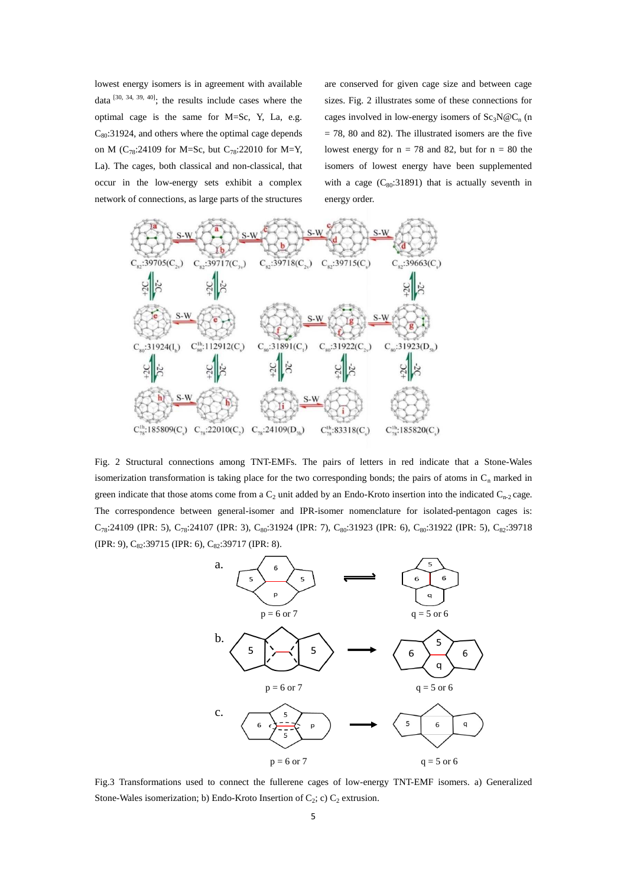lowest energy isomers is in agreement with available data [30, 34, 39, 40]; the results include cases where the optimal cage is the same for M=Sc, Y, La, e.g. $C_{80}$:31924, and others where the optimal cage depends on M ($C_{78}$:24109 for M=Sc, but $C_{78}$:22010 for M=Y, La). The cages, both classical and non-classical, that occur in the low-energy sets exhibit a complex network of connections, as large parts of the structures are conserved for given cage size and between cage sizes. Fig. 2 illustrates some of these connections for cages involved in low-energy isomers of $Sc_3N@C_n$ (n = 78, 80 and 82). The illustrated isomers are the five lowest energy for n = 78 and 82, but for n = 80 the isomers of lowest energy have been supplemented with a cage ($C_{80}$:31891) that is actually seventh in energy order.

Fig. 2 Structural connections among TNT-EMFs. The pairs of letters in red indicate that a Stone-Wales isomerization transformation is taking place for the two corresponding bonds; the pairs of atoms in $C_n$ marked in green indicate that those atoms come from a $C_2$ unit added by an Endo-Kroto insertion into the indicated $C_{n-2}$ cage. The correspondence between general-isomer and IPR-isomer nomenclature for isolated-pentagon cages is: $C_{78}$:24109 (IPR: 5), $C_{78}$:24107 (IPR: 3), $C_{80}$:31924 (IPR: 7), $C_{80}$:31923 (IPR: 6), $C_{80}$:31922 (IPR: 5), $C_{82}$:39718 (IPR: 9), $C_{82}$:39715 (IPR: 6), $C_{82}$:39717 (IPR: 8).

Fig.3 Transformations used to connect the fullerene cages of low-energy TNT-EMF isomers. a) Generalized Stone-Wales isomerization; b) Endo-Kroto Insertion of $C_2$; c) $C_2$ extrusion.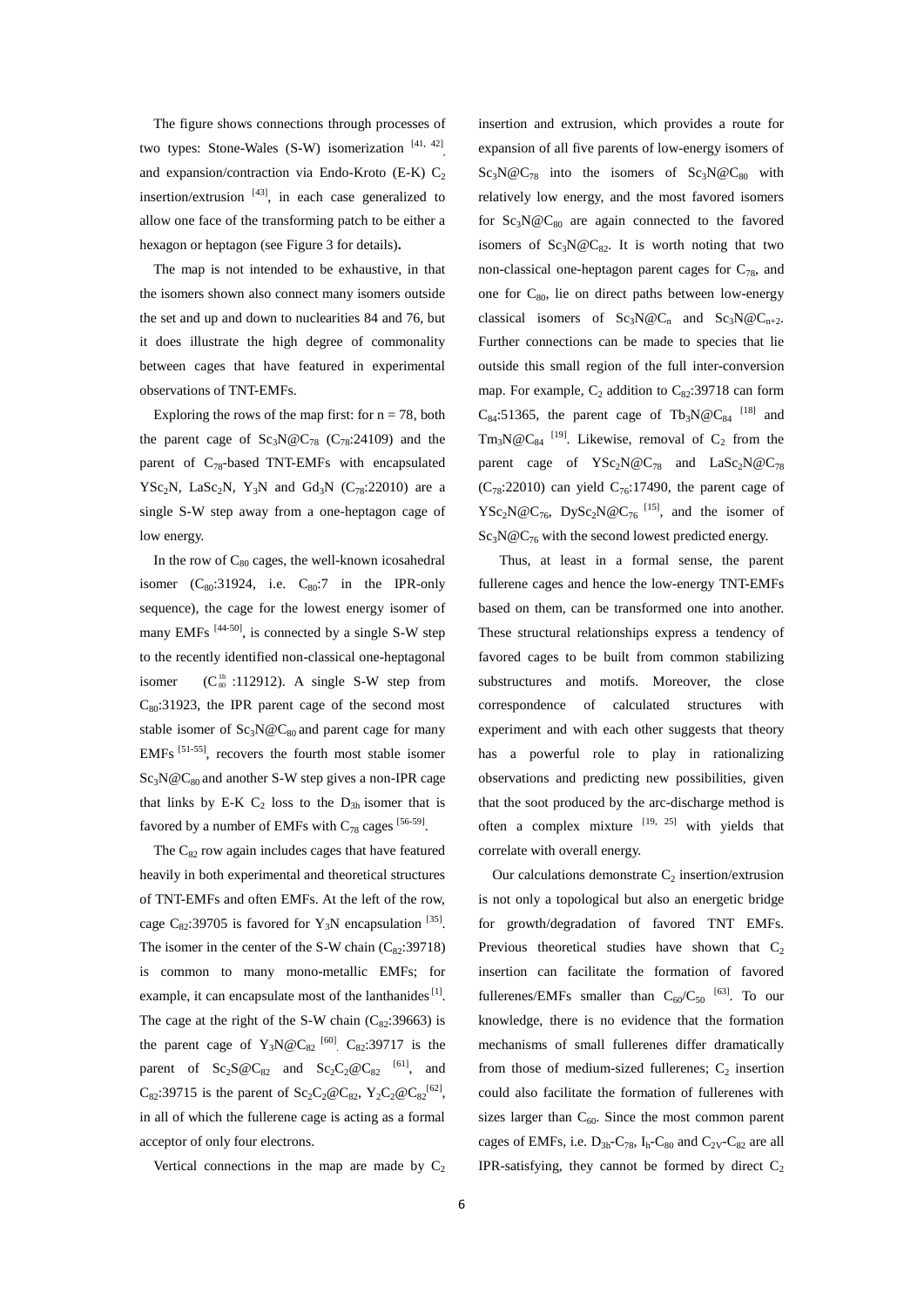The figure shows connections through processes of two types: Stone-Wales (S-W) isomerization [41, 42], and expansion/contraction via Endo-Kroto (E-K) $C_2$ insertion/extrusion [43], in each case generalized to allow one face of the transforming patch to be either a hexagon or heptagon (see Figure 3 for details).

The map is not intended to be exhaustive, in that the isomers shown also connect many isomers outside the set and up and down to nuclearities 84 and 76, but it does illustrate the high degree of commonality between cages that have featured in experimental observations of TNT-EMFs.

Exploring the rows of the map first: for n = 78, both the parent cage of $Sc_3N@C_{78}$ ($C_{78}$:24109) and the parent of $C_{78}$-based TNT-EMFs with encapsulated $YSc_2N$, $LaSc_2N$, $Y_3N$ and $Gd_3N$ ($C_{78}$:22010) are a single S-W step away from a one-heptagon cage of low energy.

In the row of $C_{80}$ cages, the well-known icosahedral isomer ($C_{80}$:31924, i.e. $C_{80}$:7 in the IPR-only sequence), the cage for the lowest energy isomer of many EMFs [44-50], is connected by a single S-W step to the recently identified non-classical one-heptagonal isomer ($C_{80}^{1h}$:112912). A single S-W step from $C_{80}$:31923, the IPR parent cage of the second most stable isomer of $Sc_3N@C_{80}$ and parent cage for many EMFs [51-55], recovers the fourth most stable isomer $Sc_3N@C_{80}$ and another S-W step gives a non-IPR cage that links by E-K $C_2$ loss to the $D_{3h}$ isomer that is favored by a number of EMFs with $C_{78}$ cages [56-59].

The $C_{82}$ row again includes cages that have featured heavily in both experimental and theoretical structures of TNT-EMFs and often EMFs. At the left of the row, cage $C_{82}$:39705 is favored for $Y_3N$ encapsulation [35]. The isomer in the center of the S-W chain ($C_{82}$:39718) is common to many mono-metallic EMFs; for example, it can encapsulate most of the lanthanides [1]. The cage at the right of the S-W chain ($C_{82}$:39663) is the parent cage of $Y_3N@C_{82}$ [60]. $C_{82}$:39717 is the parent of $Sc_2S@C_{82}$ and $Sc_2C_2@C_{82}$ [61], and $C_{82}$:39715 is the parent of $Sc_2C_2@C_{82}$, $Y_2C_2@C_{82}$ [62], in all of which the fullerene cage is acting as a formal acceptor of only four electrons.

Vertical connections in the map are made by $C_2$ insertion and extrusion, which provides a route for expansion of all five parents of low-energy isomers of $Sc_3N@C_{78}$ into the isomers of $Sc_3N@C_{80}$ with relatively low energy, and the most favored isomers for $Sc_3N@C_{80}$ are again connected to the favored isomers of $Sc_3N@C_{82}$. It is worth noting that two non-classical one-heptagon parent cages for $C_{78}$, and one for $C_{80}$, lie on direct paths between low-energy classical isomers of $Sc_3N@C_n$ and $Sc_3N@C_{n+2}$. Further connections can be made to species that lie outside this small region of the full inter-conversion map. For example, $C_2$ addition to $C_{82}$:39718 can form $C_{84}$:51365, the parent cage of $Tb_3N@C_{84}$ [18] and $Tm_3N@C_{84}$ [19]. Likewise, removal of $C_2$ from the parent cage of $YSc_2N@C_{78}$ and $LaSc_2N@C_{78}$ ($C_{78}$:22010) can yield $C_{76}$:17490, the parent cage of $YSc_2N@C_{76}$, $DySc_2N@C_{76}$ [15], and the isomer of $Sc_3N@C_{76}$ with the second lowest predicted energy.

Thus, at least in a formal sense, the parent fullerene cages and hence the low-energy TNT-EMFs based on them, can be transformed one into another. These structural relationships express a tendency of favored cages to be built from common stabilizing substructures and motifs. Moreover, the close correspondence of calculated structures with experiment and with each other suggests that theory has a powerful role to play in rationalizing observations and predicting new possibilities, given that the soot produced by the arc-discharge method is often a complex mixture [19, 25] with yields that correlate with overall energy.

Our calculations demonstrate $C_2$ insertion/extrusion is not only a topological but also an energetic bridge for growth/degradation of favored TNT EMFs. Previous theoretical studies have shown that $C_2$ insertion can facilitate the formation of favored fullerenes/EMFs smaller than $C_{60}/C_{50}$ [63]. To our knowledge, there is no evidence that the formation mechanisms of small fullerenes differ dramatically from those of medium-sized fullerenes; $C_2$ insertion could also facilitate the formation of fullerenes with sizes larger than $C_{60}$. Since the most common parent cages of EMFs, i.e. $D_{3h}$-$C_{78}$, $I_h$-$C_{80}$ and $C_{2V}$-$C_{82}$ are all IPR-satisfying, they cannot be formed by direct $C_2$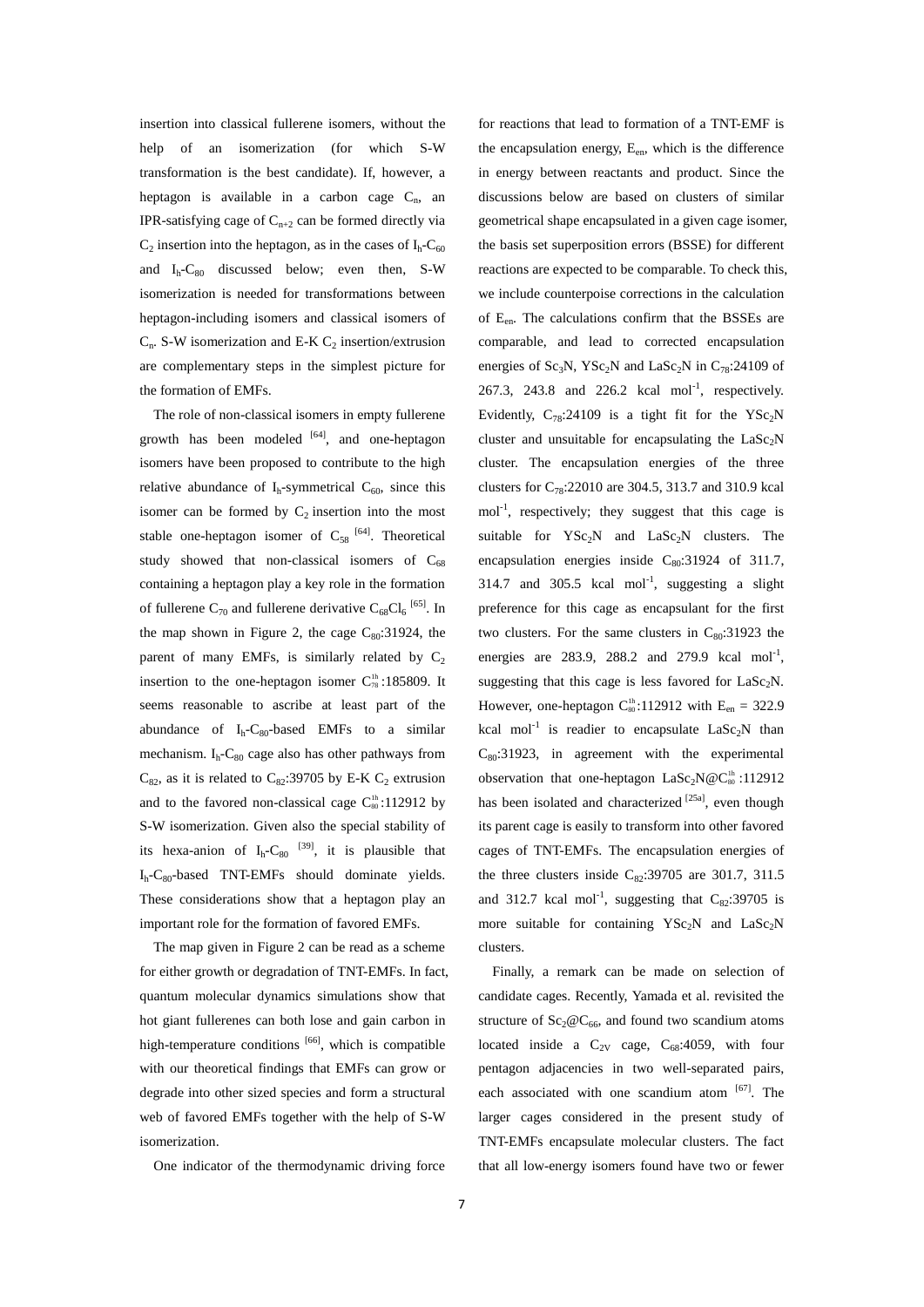insertion into classical fullerene isomers, without the help of an isomerization (for which S-W transformation is the best candidate). If, however, a heptagon is available in a carbon cage $C_n$, an IPR-satisfying cage of $C_{n+2}$ can be formed directly via $C_2$ insertion into the heptagon, as in the cases of $I_h$-$C_{60}$ and $I_h$-$C_{80}$ discussed below; even then, S-W isomerization is needed for transformations between heptagon-including isomers and classical isomers of $C_n$. S-W isomerization and E-K $C_2$ insertion/extrusion are complementary steps in the simplest picture for the formation of EMFs.

The role of non-classical isomers in empty fullerene growth has been modeled [64], and one-heptagon isomers have been proposed to contribute to the high relative abundance of $I_h$-symmetrical $C_{60}$, since this isomer can be formed by $C_2$ insertion into the most stable one-heptagon isomer of $C_{58}$ [64]. Theoretical study showed that non-classical isomers of $C_{68}$ containing a heptagon play a key role in the formation of fullerene $C_{70}$ and fullerene derivative $C_{68}Cl_6$ [65]. In the map shown in Figure 2, the cage $C_{80}$:31924, the parent of many EMFs, is similarly related by $C_2$ insertion to the one-heptagon isomer $C_{78}^{1h}$:185809. It seems reasonable to ascribe at least part of the abundance of $I_h$-$C_{80}$-based EMFs to a similar mechanism. $I_h$-$C_{80}$ cage also has other pathways from $C_{82}$, as it is related to $C_{82}$:39705 by E-K $C_2$ extrusion and to the favored non-classical cage $C_{80}^{1h}$:112912 by S-W isomerization. Given also the special stability of its hexa-anion of $I_h$-$C_{80}$ [39], it is plausible that $I_h$-$C_{80}$-based TNT-EMFs should dominate yields. These considerations show that a heptagon play an important role for the formation of favored EMFs.

The map given in Figure 2 can be read as a scheme for either growth or degradation of TNT-EMFs. In fact, quantum molecular dynamics simulations show that hot giant fullerenes can both lose and gain carbon in high-temperature conditions [66], which is compatible with our theoretical findings that EMFs can grow or degrade into other sized species and form a structural web of favored EMFs together with the help of S-W isomerization.

One indicator of the thermodynamic driving force for reactions that lead to formation of a TNT-EMF is the encapsulation energy, $E_{en}$, which is the difference in energy between reactants and product. Since the discussions below are based on clusters of similar geometrical shape encapsulated in a given cage isomer, the basis set superposition errors (BSSE) for different reactions are expected to be comparable. To check this, we include counterpoise corrections in the calculation of $E_{en}$. The calculations confirm that the BSSEs are comparable, and lead to corrected encapsulation energies of $Sc_3N$, $YSc_2N$ and $LaSc_2N$ in $C_{78}$:24109 of 267.3, 243.8 and 226.2 kcal $mol^{-1}$, respectively. Evidently, $C_{78}$:24109 is a tight fit for the $YSc_2N$ cluster and unsuitable for encapsulating the $LaSc_2N$ cluster. The encapsulation energies of the three clusters for $C_{78}$:22010 are 304.5, 313.7 and 310.9 kcal $mol^{-1}$, respectively; they suggest that this cage is suitable for $YSc_2N$ and $LaSc_2N$ clusters. The encapsulation energies inside $C_{80}$:31924 of 311.7, 314.7 and 305.5 kcal $mol^{-1}$, suggesting a slight preference for this cage as encapsulant for the first two clusters. For the same clusters in $C_{80}$:31923 the energies are 283.9, 288.2 and 279.9 kcal $mol^{-1}$, suggesting that this cage is less favored for $LaSc_2N$. However, one-heptagon $C_{80}^{1h}$:112912 with $E_{en}$ = 322.9 kcal $mol^{-1}$ is readier to encapsulate $LaSc_2N$ than $C_{80}$:31923, in agreement with the experimental observation that one-heptagon $LaSc_2N@C_{80}^{1h}$:112912 has been isolated and characterized [25a], even though its parent cage is easily to transform into other favored cages of TNT-EMFs. The encapsulation energies of the three clusters inside $C_{82}$:39705 are 301.7, 311.5 and 312.7 kcal $mol^{-1}$, suggesting that $C_{82}$:39705 is more suitable for containing $YSc_2N$ and $LaSc_2N$ clusters.

Finally, a remark can be made on selection of candidate cages. Recently, Yamada et al. revisited the structure of $Sc_2@C_{66}$, and found two scandium atoms located inside a $C_{2V}$ cage, $C_{68}$:4059, with four pentagon adjacencies in two well-separated pairs, each associated with one scandium atom [67]. The larger cages considered in the present study of TNT-EMFs encapsulate molecular clusters. The fact that all low-energy isomers found have two or fewer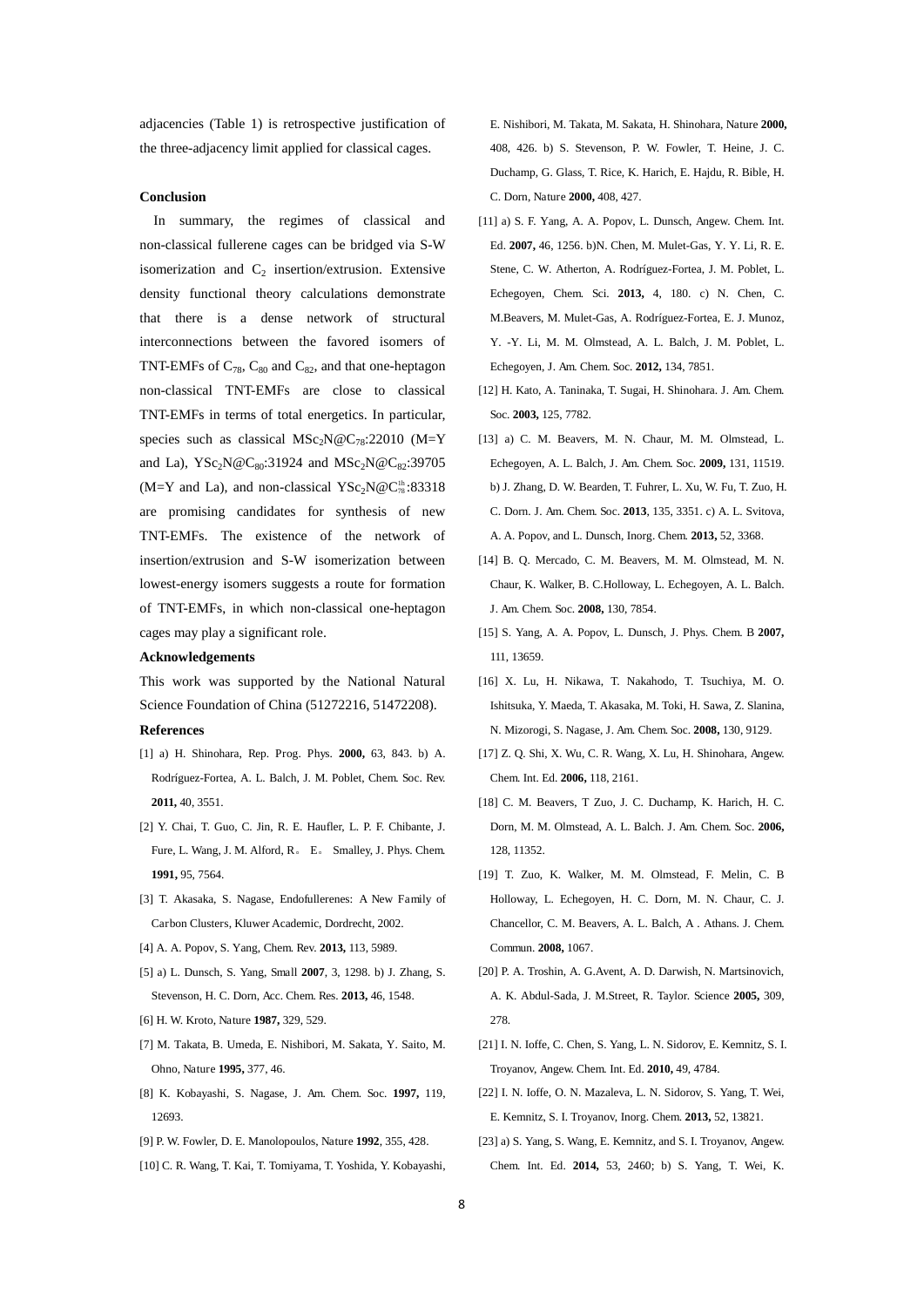adjacencies (Table 1) is retrospective justification of the three-adjacency limit applied for classical cages.

### Conclusion

In summary, the regimes of classical and non-classical fullerene cages can be bridged via S-W isomerization and $C_2$ insertion/extrusion. Extensive density functional theory calculations demonstrate that there is a dense network of structural interconnections between the favored isomers of TNT-EMFs of $C_{78}$, $C_{80}$ and $C_{82}$, and that one-heptagon non-classical TNT-EMFs are close to classical TNT-EMFs in terms of total energetics. In particular, species such as classical $MSc_2N@C_{78}$:22010 (M=Y and La), $YSc_2N@C_{80}$:31924 and $MSc_2N@C_{82}$:39705 (M=Y and La), and non-classical $YSc_2N@C_{78}^{1h}$:83318 are promising candidates for synthesis of new TNT-EMFs. The existence of the network of insertion/extrusion and S-W isomerization between lowest-energy isomers suggests a route for formation of TNT-EMFs, in which non-classical one-heptagon cages may play a significant role.

### Acknowledgements

This work was supported by the National Natural Science Foundation of China (51272216, 51472208).

### References

[1] a) H. Shinohara, Rep. Prog. Phys. **2000,** 63, 843. b) A. Rodríguez-Fortea, A. L. Balch, J. M. Poblet, Chem. Soc. Rev. **2011,** 40, 3551.

[2] Y. Chai, T. Guo, C. Jin, R. E. Haufler, L. P. F. Chibante, J. Fure, L. Wang, J. M. Alford, R。 E。 Smalley, J. Phys. Chem. **1991,** 95, 7564.

[3] T. Akasaka, S. Nagase, Endofullerenes: A New Family of Carbon Clusters, Kluwer Academic, Dordrecht, 2002.

[4] A. A. Popov, S. Yang, Chem. Rev. **2013,** 113, 5989.

[5] a) L. Dunsch, S. Yang, Small **2007**, 3, 1298. b) J. Zhang, S. Stevenson, H. C. Dorn, Acc. Chem. Res. **2013,** 46, 1548.

[6] H. W. Kroto, Nature **1987,** 329, 529.

[7] M. Takata, B. Umeda, E. Nishibori, M. Sakata, Y. Saito, M. Ohno, Nature **1995,** 377, 46.

[8] K. Kobayashi, S. Nagase, J. Am. Chem. Soc. **1997,** 119, 12693.

[9] P. W. Fowler, D. E. Manolopoulos, Nature **1992**, 355, 428.

[10] C. R. Wang, T. Kai, T. Tomiyama, T. Yoshida, Y. Kobayashi, E. Nishibori, M. Takata, M. Sakata, H. Shinohara, Nature **2000,** 408, 426. b) S. Stevenson, P. W. Fowler, T. Heine, J. C. Duchamp, G. Glass, T. Rice, K. Harich, E. Hajdu, R. Bible, H. C. Dorn, Nature **2000,** 408, 427.

[11] a) S. F. Yang, A. A. Popov, L. Dunsch, Angew. Chem. Int. Ed. **2007,** 46, 1256. b)N. Chen, M. Mulet-Gas, Y. Y. Li, R. E. Stene, C. W. Atherton, A. Rodríguez-Fortea, J. M. Poblet, L. Echegoyen, Chem. Sci. **2013,** 4, 180. c) N. Chen, C. M.Beavers, M. Mulet-Gas, A. Rodríguez-Fortea, E. J. Munoz, Y. -Y. Li, M. M. Olmstead, A. L. Balch, J. M. Poblet, L. Echegoyen, J. Am. Chem. Soc. **2012,** 134, 7851.

[12] H. Kato, A. Taninaka, T. Sugai, H. Shinohara. J. Am. Chem. Soc. **2003,** 125, 7782.

[13] a) C. M. Beavers, M. N. Chaur, M. M. Olmstead, L. Echegoyen, A. L. Balch, J. Am. Chem. Soc. **2009,** 131, 11519. b) J. Zhang, D. W. Bearden, T. Fuhrer, L. Xu, W. Fu, T. Zuo, H. C. Dorn. J. Am. Chem. Soc. **2013**, 135, 3351. c) A. L. Svitova, A. A. Popov, and L. Dunsch, Inorg. Chem. **2013,** 52, 3368.

[14] B. Q. Mercado, C. M. Beavers, M. M. Olmstead, M. N. Chaur, K. Walker, B. C.Holloway, L. Echegoyen, A. L. Balch. J. Am. Chem. Soc. **2008,** 130, 7854.

[15] S. Yang, A. A. Popov, L. Dunsch, J. Phys. Chem. B **2007,** 111, 13659.

[16] X. Lu, H. Nikawa, T. Nakahodo, T. Tsuchiya, M. O. Ishitsuka, Y. Maeda, T. Akasaka, M. Toki, H. Sawa, Z. Slanina, N. Mizorogi, S. Nagase, J. Am. Chem. Soc. **2008,** 130, 9129.

[17] Z. Q. Shi, X. Wu, C. R. Wang, X. Lu, H. Shinohara, Angew. Chem. Int. Ed. **2006,** 118, 2161.

[18] C. M. Beavers, T Zuo, J. C. Duchamp, K. Harich, H. C. Dorn, M. M. Olmstead, A. L. Balch. J. Am. Chem. Soc. **2006,** 128, 11352.

[19] T. Zuo, K. Walker, M. M. Olmstead, F. Melin, C. B Holloway, L. Echegoyen, H. C. Dorn, M. N. Chaur, C. J. Chancellor, C. M. Beavers, A. L. Balch, A . Athans. J. Chem. Commun. **2008,** 1067.

[20] P. A. Troshin, A. G.Avent, A. D. Darwish, N. Martsinovich, A. K. Abdul-Sada, J. M.Street, R. Taylor. Science **2005,** 309, 278.

[21] I. N. Ioffe, C. Chen, S. Yang, L. N. Sidorov, E. Kemnitz, S. I. Troyanov, Angew. Chem. Int. Ed. **2010,** 49, 4784.

[22] I. N. Ioffe, O. N. Mazaleva, L. N. Sidorov, S. Yang, T. Wei, E. Kemnitz, S. I. Troyanov, Inorg. Chem. **2013,** 52, 13821.

[23] a) S. Yang, S. Wang, E. Kemnitz, and S. I. Troyanov, Angew. Chem. Int. Ed. **2014,** 53, 2460; b) S. Yang, T. Wei, K.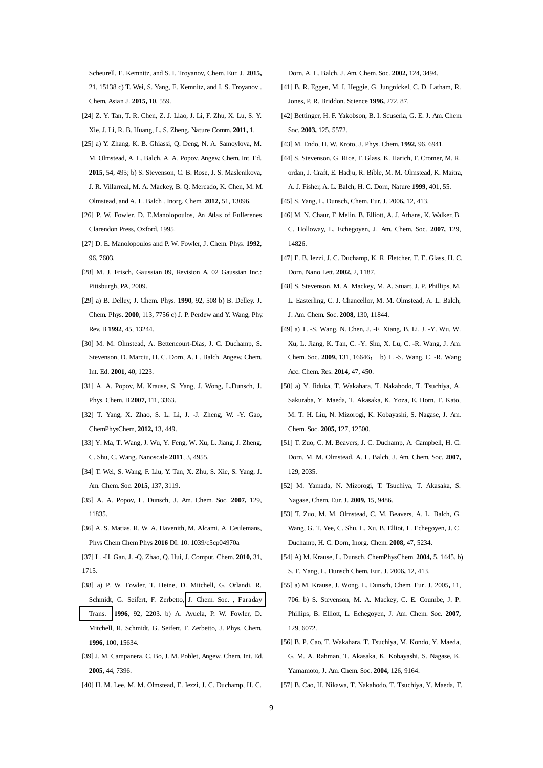Scheurell, E. Kemnitz, and S. I. Troyanov, Chem. Eur. J. **2015,** 21, 15138 c) T. Wei, S. Yang, E. Kemnitz, and I. S. Troyanov . Chem. Asian J. **2015,** 10, 559.

[24] Z. Y. Tan, T. R. Chen, Z. J. Liao, J. Li, F. Zhu, X. Lu, S. Y. Xie, J. Li, R. B. Huang, L. S. Zheng. Nature Comm. **2011,** 1.

[25] a) Y. Zhang, K. B. Ghiassi, Q. Deng, N. A. Samoylova, M. M. Olmstead, A. L. Balch, A. A. Popov. Angew. Chem. Int. Ed. **2015,** 54, 495; b) S. Stevenson, C. B. Rose, J. S. Maslenikova, J. R. Villarreal, M. A. Mackey, B. Q. Mercado, K. Chen, M. M. Olmstead, and A. L. Balch . Inorg. Chem. **2012,** 51, 13096.

[26] P. W. Fowler. D. E.Manolopoulos, An Atlas of Fullerenes Clarendon Press, Oxford, 1995.

[27] D. E. Manolopoulos and P. W. Fowler, J. Chem. Phys. **1992**, 96, 7603.

[28] M. J. Frisch, Gaussian 09, Revision A. 02 Gaussian Inc.: Pittsburgh, PA, 2009.

[29] a) B. Delley, J. Chem. Phys. **1990**, 92, 508 b) B. Delley. J. Chem. Phys. **2000**, 113, 7756 c) J. P. Perdew and Y. Wang, Phy. Rev. B **1992**, 45, 13244.

[30] M. M. Olmstead, A. Bettencourt-Dias, J. C. Duchamp, S. Stevenson, D. Marciu, H. C. Dorn, A. L. Balch. Angew. Chem. Int. Ed. **2001,** 40, 1223.

[31] A. A. Popov, M. Krause, S. Yang, J. Wong, L.Dunsch, J. Phys. Chem. B **2007,** 111, 3363.

[32] T. Yang, X. Zhao, S. L. Li, J. -J. Zheng, W. -Y. Gao, ChemPhysChem, **2012,** 13, 449.

[33] Y. Ma, T. Wang, J. Wu, Y. Feng, W. Xu, L. Jiang, J. Zheng, C. Shu, C. Wang. Nanoscale **2011**, 3, 4955.

[34] T. Wei, S. Wang, F. Liu, Y. Tan, X. Zhu, S. Xie, S. Yang, J. Am. Chem. Soc. **2015,** 137, 3119.

[35] A. A. Popov, L. Dunsch, J. Am. Chem. Soc. **2007,** 129, 11835.

[36] A. S. Matias, R. W. A. Havenith, M. Alcami, A. Ceulemans, Phys Chem Chem Phys **2016** DI: 10. 1039/c5cp04970a

[37] L. -H. Gan, J. -Q. Zhao, Q. Hui, J. Comput. Chem. **2010,** 31, 1715.

[38] a) P. W. Fowler, T. Heine, D. Mitchell, G. Orlandi, R. Schmidt, G. Seifert, F. Zerbetto, J. Chem. Soc. , Faraday Trans. **1996,** 92, 2203. b) A. Ayuela, P. W. Fowler, D. Mitchell, R. Schmidt, G. Seifert, F. Zerbetto, J. Phys. Chem. **1996,** 100, 15634.

[39] J. M. Campanera, C. Bo, J. M. Poblet, Angew. Chem. Int. Ed. **2005,** 44, 7396.

[40] H. M. Lee, M. M. Olmstead, E. Iezzi, J. C. Duchamp, H. C. Dorn, A. L. Balch, J. Am. Chem. Soc. **2002,** 124, 3494.

[41] B. R. Eggen, M. I. Heggie, G. Jungnickel, C. D. Latham, R. Jones, P. R. Briddon. Science **1996,** 272, 87.

[42] Bettinger, H. F. Yakobson, B. I. Scuseria, G. E. J. Am. Chem. Soc. **2003,** 125, 5572.

[43] M. Endo, H. W. Kroto, J. Phys. Chem. **1992,** 96, 6941.

[44] S. Stevenson, G. Rice, T. Glass, K. Harich, F. Cromer, M. R. ordan, J. Craft, E. Hadju, R. Bible, M. M. Olmstead, K. Maitra, A. J. Fisher, A. L. Balch, H. C. Dorn, Nature **1999,** 401, 55.

[45] S. Yang, L. Dunsch, Chem. Eur. J. 2006**,** 12, 413.

[46] M. N. Chaur, F. Melin, B. Elliott, A. J. Athans, K. Walker, B. C. Holloway, L. Echegoyen, J. Am. Chem. Soc. **2007,** 129, 14826.

[47] E. B. Iezzi, J. C. Duchamp, K. R. Fletcher, T. E. Glass, H. C. Dorn, Nano Lett. **2002,** 2, 1187.

[48] S. Stevenson, M. A. Mackey, M. A. Stuart, J. P. Phillips, M. L. Easterling, C. J. Chancellor, M. M. Olmstead, A. L. Balch, J. Am. Chem. Soc. **2008,** 130, 11844.

[49] a) T. -S. Wang, N. Chen, J. -F. Xiang, B. Li, J. -Y. Wu, W. Xu, L. Jiang, K. Tan, C. -Y. Shu, X. Lu, C. -R. Wang, J. Am. Chem. Soc. **2009,** 131, 16646； b) T. -S. Wang, C. -R. Wang Acc. Chem. Res. **2014,** 47, 450.

[50] a) Y. Iiduka, T. Wakahara, T. Nakahodo, T. Tsuchiya, A. Sakuraba, Y. Maeda, T. Akasaka, K. Yoza, E. Horn, T. Kato, M. T. H. Liu, N. Mizorogi, K. Kobayashi, S. Nagase, J. Am. Chem. Soc. **2005,** 127, 12500.

[51] T. Zuo, C. M. Beavers, J. C. Duchamp, A. Campbell, H. C. Dorn, M. M. Olmstead, A. L. Balch, J. Am. Chem. Soc. **2007,** 129, 2035.

[52] M. Yamada, N. Mizorogi, T. Tsuchiya, T. Akasaka, S. Nagase, Chem. Eur. J. **2009,** 15, 9486.

[53] T. Zuo, M. M. Olmstead, C. M. Beavers, A. L. Balch, G. Wang, G. T. Yee, C. Shu, L. Xu, B. Elliot, L. Echegoyen, J. C. Duchamp, H. C. Dorn, Inorg. Chem. **2008,** 47, 5234.

[54] A) M. Krause, L. Dunsch, ChemPhysChem. **2004,** 5, 1445. b) S. F. Yang, L. Dunsch Chem. Eur. J. 2006**,** 12, 413.

[55] a) M. Krause, J. Wong, L. Dunsch, Chem. Eur. J. 2005**,** 11, 706. b) S. Stevenson, M. A. Mackey, C. E. Coumbe, J. P. Phillips, B. Elliott, L. Echegoyen, J. Am. Chem. Soc. **2007,** 129, 6072.

[56] B. P. Cao, T. Wakahara, T. Tsuchiya, M. Kondo, Y. Maeda, G. M. A. Rahman, T. Akasaka, K. Kobayashi, S. Nagase, K. Yamamoto, J. Am. Chem. Soc. **2004,** 126, 9164.

[57] B. Cao, H. Nikawa, T. Nakahodo, T. Tsuchiya, Y. Maeda, T.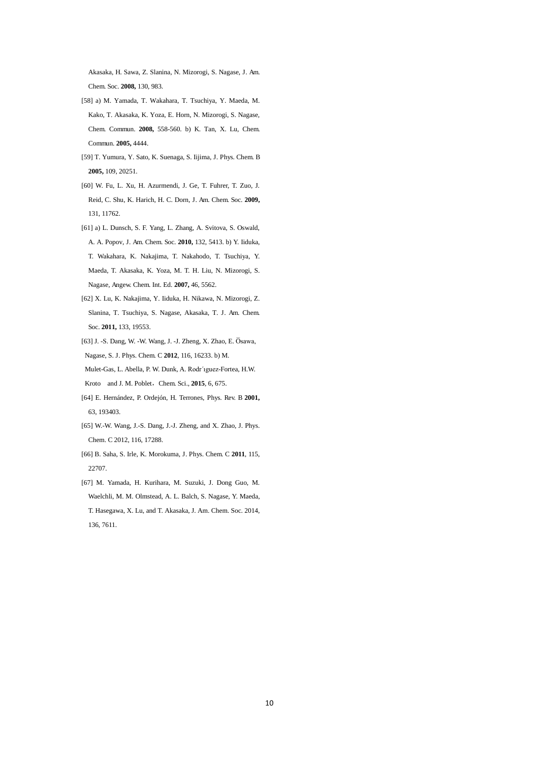Akasaka, H. Sawa, Z. Slanina, N. Mizorogi, S. Nagase, J. Am. Chem. Soc. **2008,** 130, 983.

[58] a) M. Yamada, T. Wakahara, T. Tsuchiya, Y. Maeda, M. Kako, T. Akasaka, K. Yoza, E. Horn, N. Mizorogi, S. Nagase, Chem. Commun. **2008,** 558-560. b) K. Tan, X. Lu, Chem. Commun. **2005,** 4444.

[59] T. Yumura, Y. Sato, K. Suenaga, S. Iijima, J. Phys. Chem. B **2005,** 109, 20251.

[60] W. Fu, L. Xu, H. Azurmendi, J. Ge, T. Fuhrer, T. Zuo, J. Reid, C. Shu, K. Harich, H. C. Dorn, J. Am. Chem. Soc. **2009,** 131, 11762.

[61] a) L. Dunsch, S. F. Yang, L. Zhang, A. Svitova, S. Oswald, A. A. Popov, J. Am. Chem. Soc. **2010,** 132, 5413. b) Y. Iiduka, T. Wakahara, K. Nakajima, T. Nakahodo, T. Tsuchiya, Y. Maeda, T. Akasaka, K. Yoza, M. T. H. Liu, N. Mizorogi, S. Nagase, Angew. Chem. Int. Ed. **2007,** 46, 5562.

[62] X. Lu, K. Nakajima, Y. Iiduka, H. Nikawa, N. Mizorogi, Z. Slanina, T. Tsuchiya, S. Nagase, Akasaka, T. J. Am. Chem. Soc. **2011,** 133, 19553.

[63] J. -S. Dang, W. -W. Wang, J. -J. Zheng, X. Zhao, E. Ōsawa, Nagase, S. J. Phys. Chem. C **2012**, 116, 16233. b) M. Mulet-Gas, L. Abella, P. W. Dunk, A. Rodr´ıguez-Fortea, H.W. Kroto and J. M. Poblet，Chem. Sci., **2015**, 6, 675.

[64] E. Hernández, P. Ordejón, H. Terrones, Phys. Rev. B **2001,** 63, 193403.

[65] W.-W. Wang, J.-S. Dang, J.-J. Zheng, and X. Zhao, J. Phys. Chem. C 2012, 116, 17288.

[66] B. Saha, S. Irle, K. Morokuma, J. Phys. Chem. C **2011**, 115, 22707.

[67] M. Yamada, H. Kurihara, M. Suzuki, J. Dong Guo, M. Waelchli, M. M. Olmstead, A. L. Balch, S. Nagase, Y. Maeda, T. Hasegawa, X. Lu, and T. Akasaka, J. Am. Chem. Soc. 2014, 136, 7611.